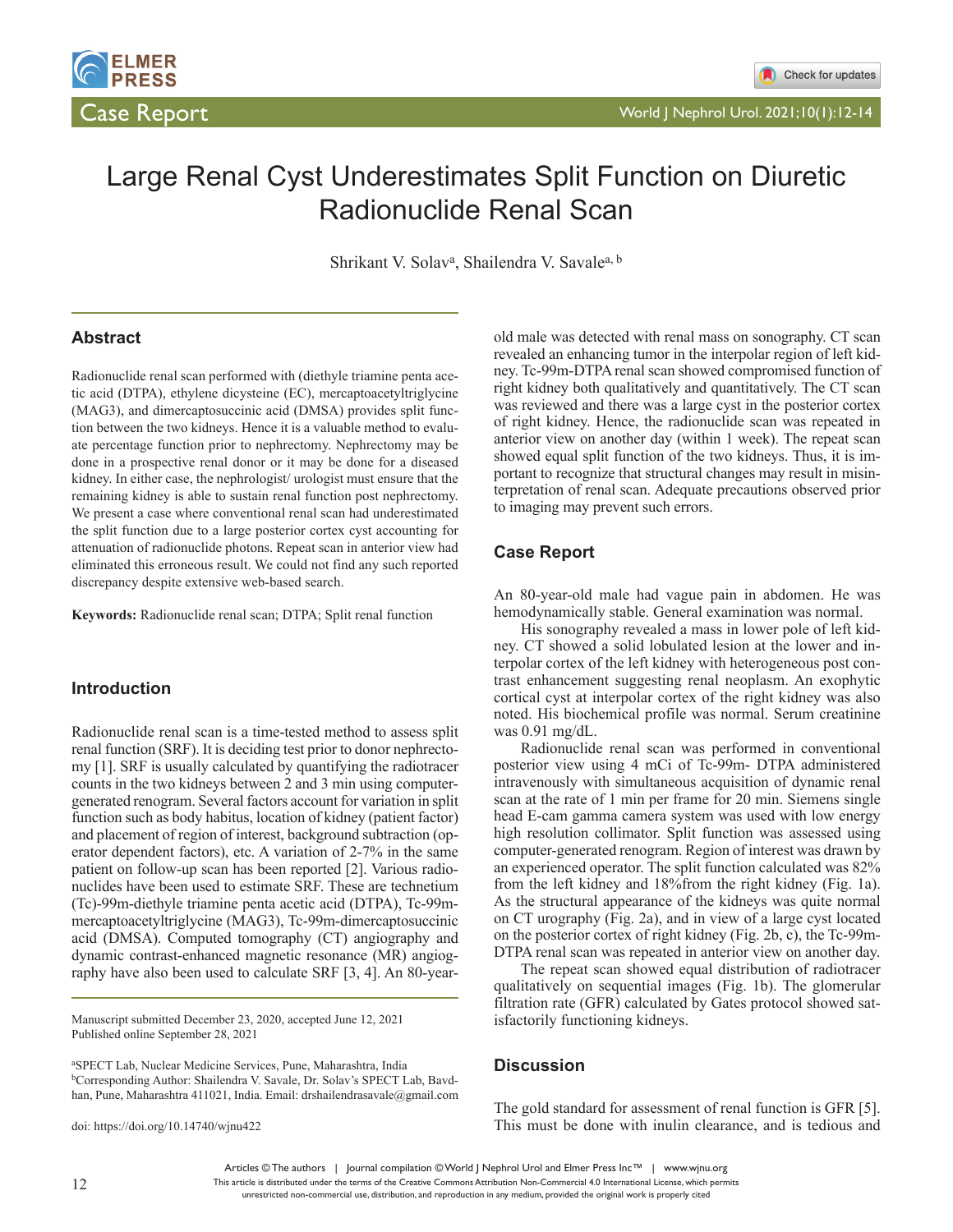# Large Renal Cyst Underestimates Split Function on Diuretic Radionuclide Renal Scan

Shrikant V. Solav[a], Shailendra V. Savale[a, b]

## Abstract

Radionuclide renal scan performed with (diethyle triamine penta acetic acid (DTPA), ethylene dicysteine (EC), mercaptoacetyltriglycine (MAG3), and dimercaptosuccinic acid (DMSA) provides split function between the two kidneys. Hence it is a valuable method to evaluate percentage function prior to nephrectomy. Nephrectomy may be done in a prospective renal donor or it may be done for a diseased kidney. In either case, the nephrologist/ urologist must ensure that the remaining kidney is able to sustain renal function post nephrectomy. We present a case where conventional renal scan had underestimated the split function due to a large posterior cortex cyst accounting for attenuation of radionuclide photons. Repeat scan in anterior view had eliminated this erroneous result. We could not find any such reported discrepancy despite extensive web-based search.

**Keywords:** Radionuclide renal scan; DTPA; Split renal function

## Introduction

Radionuclide renal scan is a time-tested method to assess split renal function (SRF). It is deciding test prior to donor nephrectomy [1]. SRF is usually calculated by quantifying the radiotracer counts in the two kidneys between 2 and 3 min using computer-generated renogram. Several factors account for variation in split function such as body habitus, location of kidney (patient factor) and placement of region of interest, background subtraction (operator dependent factors), etc. A variation of 2-7% in the same patient on follow-up scan has been reported [2]. Various radionuclides have been used to estimate SRF. These are technetium (Tc)-99m-diethyle triamine penta acetic acid (DTPA), Tc-99m-mercaptoacetyltriglycine (MAG3), Tc-99m-dimercaptosuccinic acid (DMSA). Computed tomography (CT) angiography and dynamic contrast-enhanced magnetic resonance (MR) angiography have also been used to calculate SRF [3, 4]. An 80-year-old male was detected with renal mass on sonography. CT scan revealed an enhancing tumor in the interpolar region of left kidney. Tc-99m-DTPA renal scan showed compromised function of right kidney both qualitatively and quantitatively. The CT scan was reviewed and there was a large cyst in the posterior cortex of right kidney. Hence, the radionuclide scan was repeated in anterior view on another day (within 1 week). The repeat scan showed equal split function of the two kidneys. Thus, it is important to recognize that structural changes may result in misinterpretation of renal scan. Adequate precautions observed prior to imaging may prevent such errors.

## Case Report

An 80-year-old male had vague pain in abdomen. He was hemodynamically stable. General examination was normal.

His sonography revealed a mass in lower pole of left kidney. CT showed a solid lobulated lesion at the lower and interpolar cortex of the left kidney with heterogeneous post contrast enhancement suggesting renal neoplasm. An exophytic cortical cyst at interpolar cortex of the right kidney was also noted. His biochemical profile was normal. Serum creatinine was 0.91 mg/dL.

Radionuclide renal scan was performed in conventional posterior view using 4 mCi of Tc-99m- DTPA administered intravenously with simultaneous acquisition of dynamic renal scan at the rate of 1 min per frame for 20 min. Siemens single head E-cam gamma camera system was used with low energy high resolution collimator. Split function was assessed using computer-generated renogram. Region of interest was drawn by an experienced operator. The split function calculated was 82% from the left kidney and 18%from the right kidney (Fig. 1a). As the structural appearance of the kidneys was quite normal on CT urography (Fig. 2a), and in view of a large cyst located on the posterior cortex of right kidney (Fig. 2b, c), the Tc-99m-DTPA renal scan was repeated in anterior view on another day.

The repeat scan showed equal distribution of radiotracer qualitatively on sequential images (Fig. 1b). The glomerular filtration rate (GFR) calculated by Gates protocol showed satisfactorily functioning kidneys.

## Discussion

The gold standard for assessment of renal function is GFR [5]. This must be done with inulin clearance, and is tedious and

Manuscript submitted December 23, 2020, accepted June 12, 2021
Published online September 28, 2021

[a]SPECT Lab, Nuclear Medicine Services, Pune, Maharashtra, India
[b]Corresponding Author: Shailendra V. Savale, Dr. Solav's SPECT Lab, Bavdhan, Pune, Maharashtra 411021, India. Email: drshailendrasavale@gmail.com

doi: https://doi.org/10.14740/wjnu422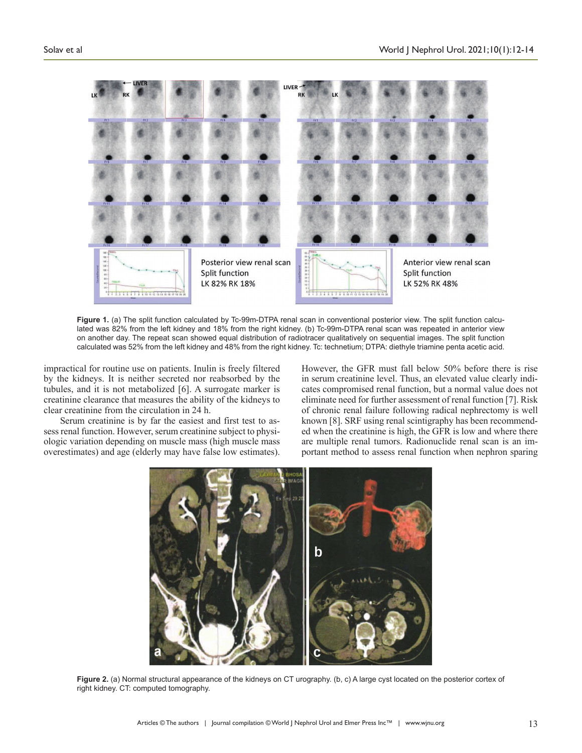**Figure 1.** (a) The split function calculated by Tc-99m-DTPA renal scan in conventional posterior view. The split function calculated was 82% from the left kidney and 18% from the right kidney. (b) Tc-99m-DTPA renal scan was repeated in anterior view on another day. The repeat scan showed equal distribution of radiotracer qualitatively on sequential images. The split function calculated was 52% from the left kidney and 48% from the right kidney. Tc: technetium; DTPA: diethyle triamine penta acetic acid.

impractical for routine use on patients. Inulin is freely filtered by the kidneys. It is neither secreted nor reabsorbed by the tubules, and it is not metabolized [6]. A surrogate marker is creatinine clearance that measures the ability of the kidneys to clear creatinine from the circulation in 24 h.

Serum creatinine is by far the easiest and first test to assess renal function. However, serum creatinine subject to physiologic variation depending on muscle mass (high muscle mass overestimates) and age (elderly may have false low estimates). However, the GFR must fall below 50% before there is rise in serum creatinine level. Thus, an elevated value clearly indicates compromised renal function, but a normal value does not eliminate need for further assessment of renal function [7]. Risk of chronic renal failure following radical nephrectomy is well known [8]. SRF using renal scintigraphy has been recommended when the creatinine is high, the GFR is low and where there are multiple renal tumors. Radionuclide renal scan is an important method to assess renal function when nephron sparing

**Figure 2.** (a) Normal structural appearance of the kidneys on CT urography. (b, c) A large cyst located on the posterior cortex of right kidney. CT: computed tomography.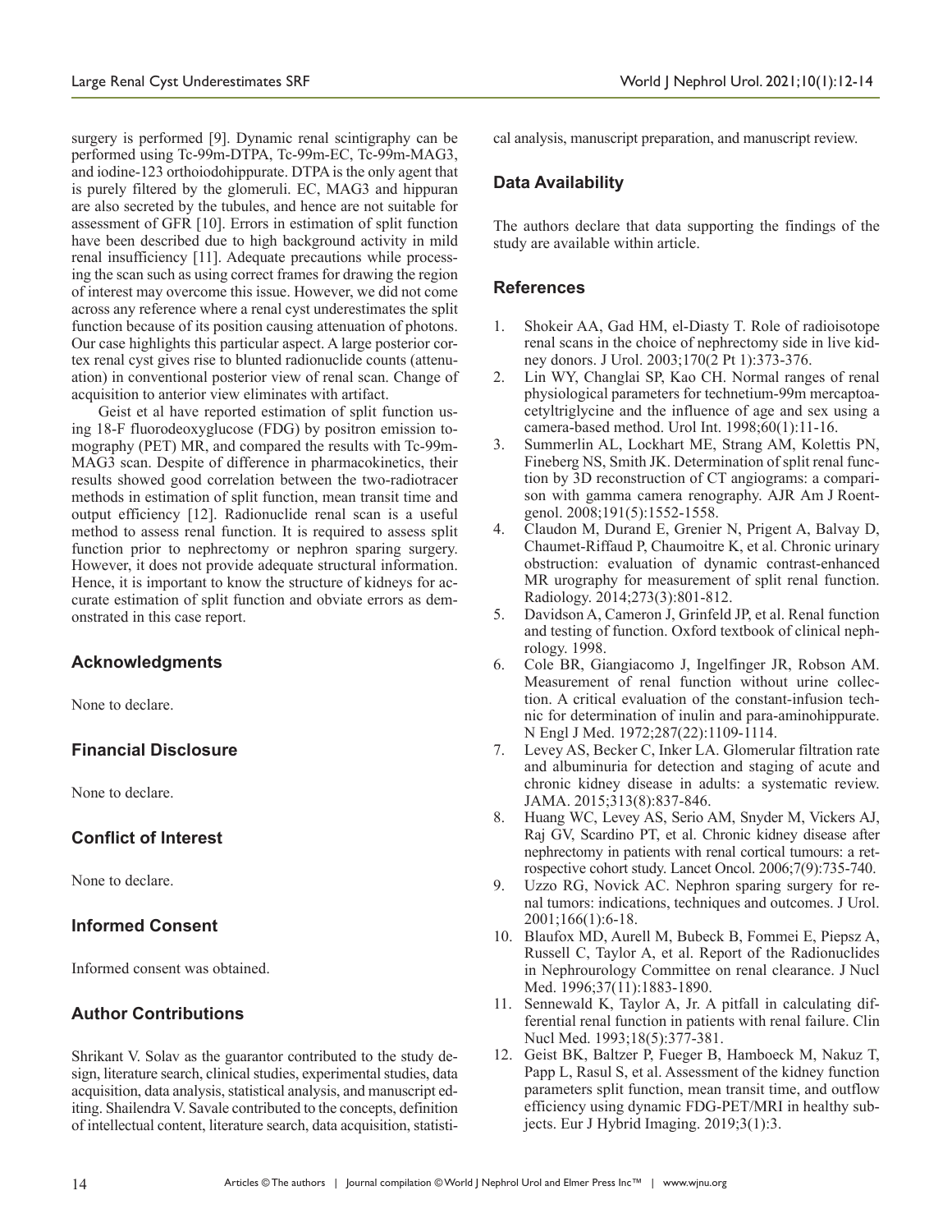surgery is performed [9]. Dynamic renal scintigraphy can be performed using Tc-99m-DTPA, Tc-99m-EC, Tc-99m-MAG3, and iodine-123 orthoiodohippurate. DTPA is the only agent that is purely filtered by the glomeruli. EC, MAG3 and hippuran are also secreted by the tubules, and hence are not suitable for assessment of GFR [10]. Errors in estimation of split function have been described due to high background activity in mild renal insufficiency [11]. Adequate precautions while processing the scan such as using correct frames for drawing the region of interest may overcome this issue. However, we did not come across any reference where a renal cyst underestimates the split function because of its position causing attenuation of photons. Our case highlights this particular aspect. A large posterior cortex renal cyst gives rise to blunted radionuclide counts (attenuation) in conventional posterior view of renal scan. Change of acquisition to anterior view eliminates with artifact.

Geist et al have reported estimation of split function using 18-F fluorodeoxyglucose (FDG) by positron emission tomography (PET) MR, and compared the results with Tc-99m-MAG3 scan. Despite of difference in pharmacokinetics, their results showed good correlation between the two-radiotracer methods in estimation of split function, mean transit time and output efficiency [12]. Radionuclide renal scan is a useful method to assess renal function. It is required to assess split function prior to nephrectomy or nephron sparing surgery. However, it does not provide adequate structural information. Hence, it is important to know the structure of kidneys for accurate estimation of split function and obviate errors as demonstrated in this case report.

## Acknowledgments

None to declare.

## Financial Disclosure

None to declare.

## Conflict of Interest

None to declare.

## Informed Consent

Informed consent was obtained.

## Author Contributions

Shrikant V. Solav as the guarantor contributed to the study design, literature search, clinical studies, experimental studies, data acquisition, data analysis, statistical analysis, and manuscript editing. Shailendra V. Savale contributed to the concepts, definition of intellectual content, literature search, data acquisition, statistical analysis, manuscript preparation, and manuscript review.

## Data Availability

The authors declare that data supporting the findings of the study are available within article.

## References

1. Shokeir AA, Gad HM, el-Diasty T. Role of radioisotope renal scans in the choice of nephrectomy side in live kidney donors. J Urol. 2003;170(2 Pt 1):373-376.
2. Lin WY, Changlai SP, Kao CH. Normal ranges of renal physiological parameters for technetium-99m mercaptoacetyltriglycine and the influence of age and sex using a camera-based method. Urol Int. 1998;60(1):11-16.
3. Summerlin AL, Lockhart ME, Strang AM, Kolettis PN, Fineberg NS, Smith JK. Determination of split renal function by 3D reconstruction of CT angiograms: a comparison with gamma camera renography. AJR Am J Roentgenol. 2008;191(5):1552-1558.
4. Claudon M, Durand E, Grenier N, Prigent A, Balvay D, Chaumet-Riffaud P, Chaumoitre K, et al. Chronic urinary obstruction: evaluation of dynamic contrast-enhanced MR urography for measurement of split renal function. Radiology. 2014;273(3):801-812.
5. Davidson A, Cameron J, Grinfeld JP, et al. Renal function and testing of function. Oxford textbook of clinical nephrology. 1998.
6. Cole BR, Giangiacomo J, Ingelfinger JR, Robson AM. Measurement of renal function without urine collection. A critical evaluation of the constant-infusion technic for determination of inulin and para-aminohippurate. N Engl J Med. 1972;287(22):1109-1114.
7. Levey AS, Becker C, Inker LA. Glomerular filtration rate and albuminuria for detection and staging of acute and chronic kidney disease in adults: a systematic review. JAMA. 2015;313(8):837-846.
8. Huang WC, Levey AS, Serio AM, Snyder M, Vickers AJ, Raj GV, Scardino PT, et al. Chronic kidney disease after nephrectomy in patients with renal cortical tumours: a retrospective cohort study. Lancet Oncol. 2006;7(9):735-740.
9. Uzzo RG, Novick AC. Nephron sparing surgery for renal tumors: indications, techniques and outcomes. J Urol. 2001;166(1):6-18.
10. Blaufox MD, Aurell M, Bubeck B, Fommei E, Piepsz A, Russell C, Taylor A, et al. Report of the Radionuclides in Nephrourology Committee on renal clearance. J Nucl Med. 1996;37(11):1883-1890.
11. Sennewald K, Taylor A, Jr. A pitfall in calculating differential renal function in patients with renal failure. Clin Nucl Med. 1993;18(5):377-381.
12. Geist BK, Baltzer P, Fueger B, Hamboeck M, Nakuz T, Papp L, Rasul S, et al. Assessment of the kidney function parameters split function, mean transit time, and outflow efficiency using dynamic FDG-PET/MRI in healthy subjects. Eur J Hybrid Imaging. 2019;3(1):3.